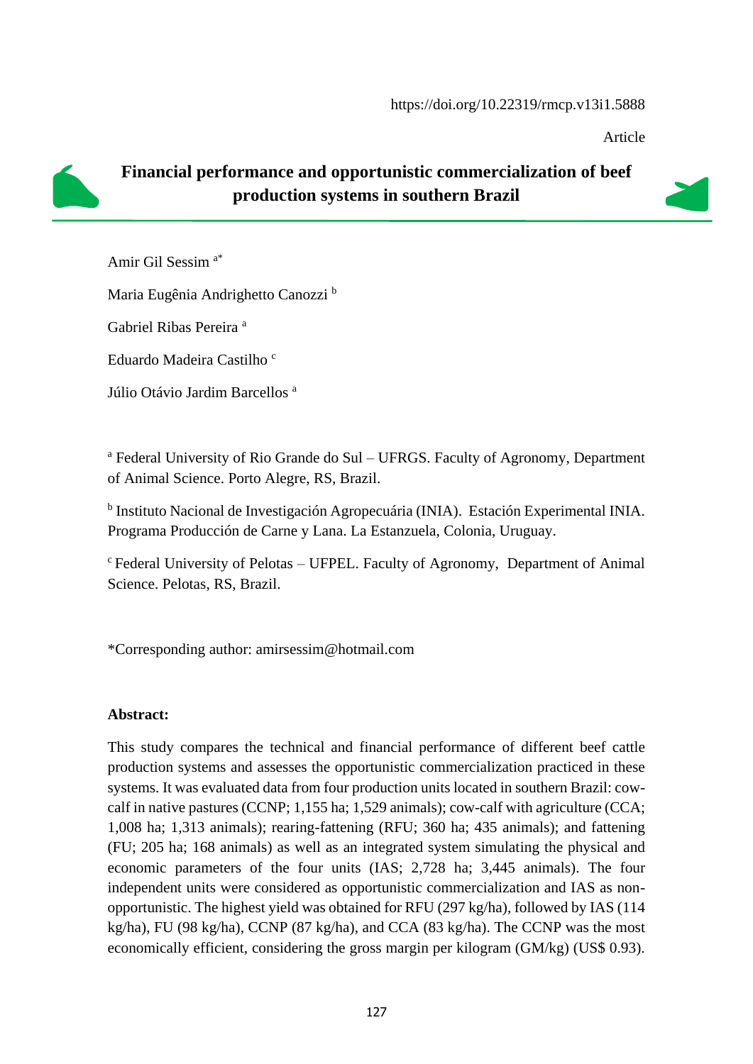https://doi.org/10.22319/rmcp.v13i1.5888

Article

# Financial performance and opportunistic commercialization of beef production systems in southern Brazil

Amir Gil Sessim [a*]

Maria Eugênia Andrighetto Canozzi [b]

Gabriel Ribas Pereira [a]

Eduardo Madeira Castilho [c]

Júlio Otávio Jardim Barcellos [a]

[a] Federal University of Rio Grande do Sul – UFRGS. Faculty of Agronomy, Department of Animal Science. Porto Alegre, RS, Brazil.

[b] Instituto Nacional de Investigación Agropecuária (INIA). Estación Experimental INIA. Programa Producción de Carne y Lana. La Estanzuela, Colonia, Uruguay.

[c] Federal University of Pelotas – UFPEL. Faculty of Agronomy, Department of Animal Science. Pelotas, RS, Brazil.

*Corresponding author: amirsessim@hotmail.com

**Abstract:**

This study compares the technical and financial performance of different beef cattle production systems and assesses the opportunistic commercialization practiced in these systems. It was evaluated data from four production units located in southern Brazil: cow-calf in native pastures (CCNP; 1,155 ha; 1,529 animals); cow-calf with agriculture (CCA; 1,008 ha; 1,313 animals); rearing-fattening (RFU; 360 ha; 435 animals); and fattening (FU; 205 ha; 168 animals) as well as an integrated system simulating the physical and economic parameters of the four units (IAS; 2,728 ha; 3,445 animals). The four independent units were considered as opportunistic commercialization and IAS as non-opportunistic. The highest yield was obtained for RFU (297 kg/ha), followed by IAS (114 kg/ha), FU (98 kg/ha), CCNP (87 kg/ha), and CCA (83 kg/ha). The CCNP was the most economically efficient, considering the gross margin per kilogram (GM/kg) (US$ 0.93).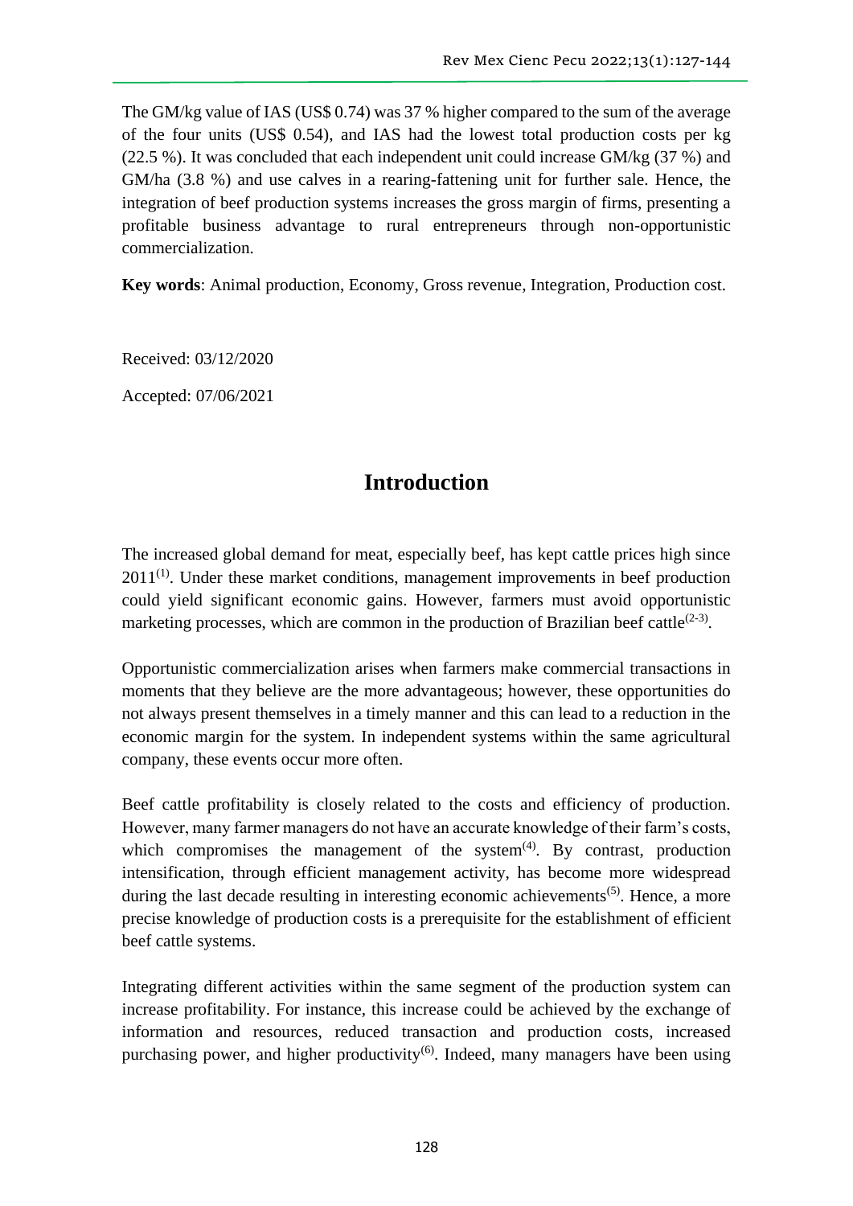The GM/kg value of IAS (US$ 0.74) was 37 % higher compared to the sum of the average of the four units (US$ 0.54), and IAS had the lowest total production costs per kg (22.5 %). It was concluded that each independent unit could increase GM/kg (37 %) and GM/ha (3.8 %) and use calves in a rearing-fattening unit for further sale. Hence, the integration of beef production systems increases the gross margin of firms, presenting a profitable business advantage to rural entrepreneurs through non-opportunistic commercialization.

**Key words**: Animal production, Economy, Gross revenue, Integration, Production cost.

Received: 03/12/2020

Accepted: 07/06/2021

## Introduction

The increased global demand for meat, especially beef, has kept cattle prices high since 2011[1]. Under these market conditions, management improvements in beef production could yield significant economic gains. However, farmers must avoid opportunistic marketing processes, which are common in the production of Brazilian beef cattle[2-3].

Opportunistic commercialization arises when farmers make commercial transactions in moments that they believe are the more advantageous; however, these opportunities do not always present themselves in a timely manner and this can lead to a reduction in the economic margin for the system. In independent systems within the same agricultural company, these events occur more often.

Beef cattle profitability is closely related to the costs and efficiency of production. However, many farmer managers do not have an accurate knowledge of their farm's costs, which compromises the management of the system[4]. By contrast, production intensification, through efficient management activity, has become more widespread during the last decade resulting in interesting economic achievements[5]. Hence, a more precise knowledge of production costs is a prerequisite for the establishment of efficient beef cattle systems.

Integrating different activities within the same segment of the production system can increase profitability. For instance, this increase could be achieved by the exchange of information and resources, reduced transaction and production costs, increased purchasing power, and higher productivity[6]. Indeed, many managers have been using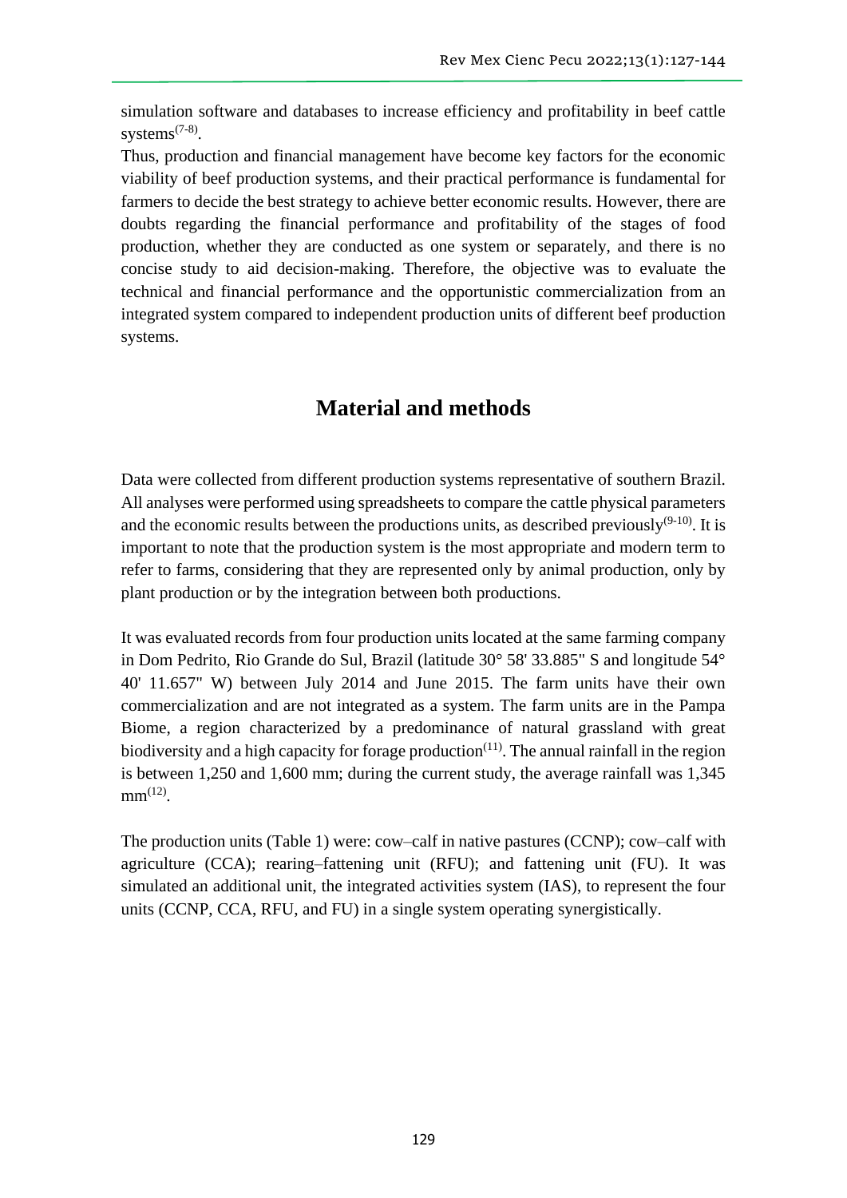simulation software and databases to increase efficiency and profitability in beef cattle systems[7-8].

Thus, production and financial management have become key factors for the economic viability of beef production systems, and their practical performance is fundamental for farmers to decide the best strategy to achieve better economic results. However, there are doubts regarding the financial performance and profitability of the stages of food production, whether they are conducted as one system or separately, and there is no concise study to aid decision-making. Therefore, the objective was to evaluate the technical and financial performance and the opportunistic commercialization from an integrated system compared to independent production units of different beef production systems.

## Material and methods

Data were collected from different production systems representative of southern Brazil. All analyses were performed using spreadsheets to compare the cattle physical parameters and the economic results between the productions units, as described previously[9-10]. It is important to note that the production system is the most appropriate and modern term to refer to farms, considering that they are represented only by animal production, only by plant production or by the integration between both productions.

It was evaluated records from four production units located at the same farming company in Dom Pedrito, Rio Grande do Sul, Brazil (latitude 30° 58' 33.885" S and longitude 54° 40' 11.657" W) between July 2014 and June 2015. The farm units have their own commercialization and are not integrated as a system. The farm units are in the Pampa Biome, a region characterized by a predominance of natural grassland with great biodiversity and a high capacity for forage production[11]. The annual rainfall in the region is between 1,250 and 1,600 mm; during the current study, the average rainfall was 1,345 mm[12].

The production units (Table 1) were: cow–calf in native pastures (CCNP); cow–calf with agriculture (CCA); rearing–fattening unit (RFU); and fattening unit (FU). It was simulated an additional unit, the integrated activities system (IAS), to represent the four units (CCNP, CCA, RFU, and FU) in a single system operating synergistically.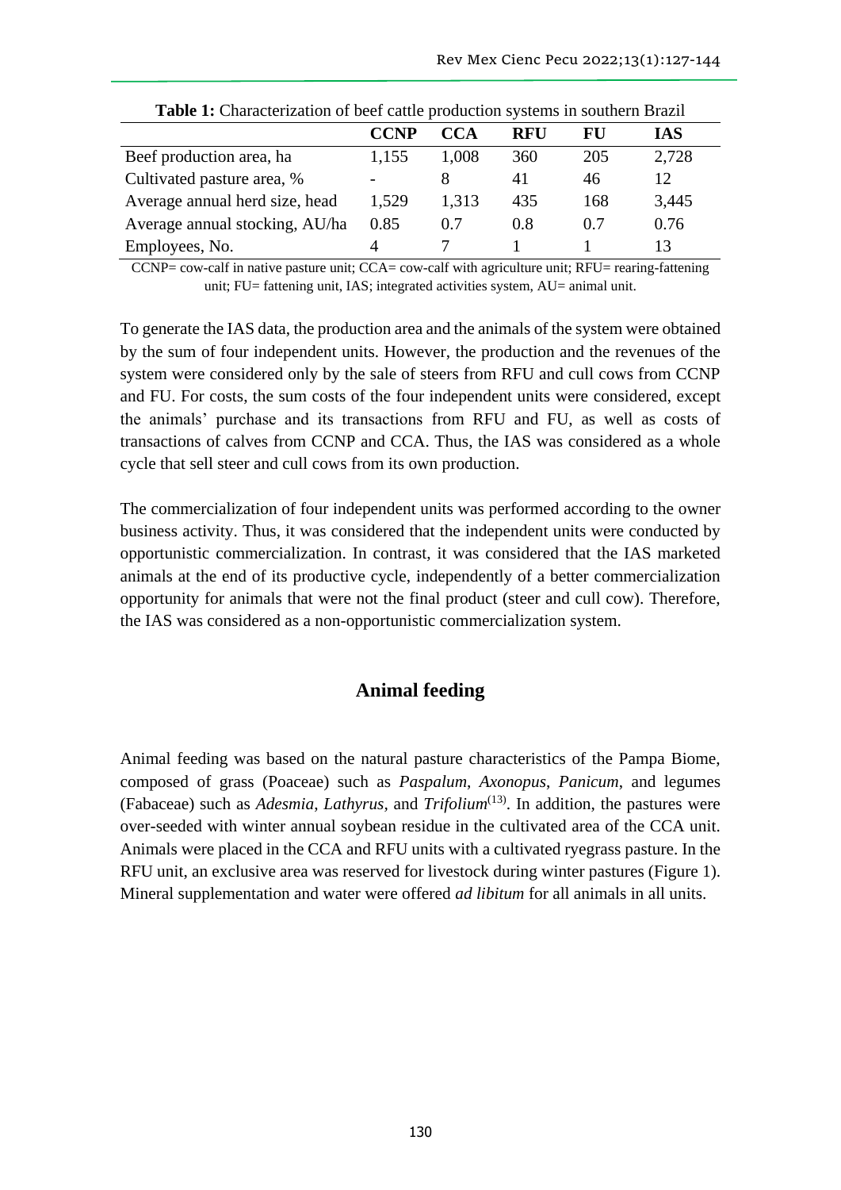**Table 1:** Characterization of beef cattle production systems in southern Brazil

| | CCNP | CCA | RFU | FU | IAS |
|---|---|---|---|---|---|
| Beef production area, ha | 1,155 | 1,008 | 360 | 205 | 2,728 |
| Cultivated pasture area, % | - | 8 | 41 | 46 | 12 |
| Average annual herd size, head | 1,529 | 1,313 | 435 | 168 | 3,445 |
| Average annual stocking, AU/ha | 0.85 | 0.7 | 0.8 | 0.7 | 0.76 |
| Employees, No. | 4 | 7 | 1 | 1 | 13 |

CCNP= cow-calf in native pasture unit; CCA= cow-calf with agriculture unit; RFU= rearing-fattening unit; FU= fattening unit, IAS; integrated activities system, AU= animal unit.

To generate the IAS data, the production area and the animals of the system were obtained by the sum of four independent units. However, the production and the revenues of the system were considered only by the sale of steers from RFU and cull cows from CCNP and FU. For costs, the sum costs of the four independent units were considered, except the animals' purchase and its transactions from RFU and FU, as well as costs of transactions of calves from CCNP and CCA. Thus, the IAS was considered as a whole cycle that sell steer and cull cows from its own production.

The commercialization of four independent units was performed according to the owner business activity. Thus, it was considered that the independent units were conducted by opportunistic commercialization. In contrast, it was considered that the IAS marketed animals at the end of its productive cycle, independently of a better commercialization opportunity for animals that were not the final product (steer and cull cow). Therefore, the IAS was considered as a non-opportunistic commercialization system.

## Animal feeding

Animal feeding was based on the natural pasture characteristics of the Pampa Biome, composed of grass (Poaceae) such as *Paspalum*, *Axonopus*, *Panicum*, and legumes (Fabaceae) such as *Adesmia*, *Lathyrus*, and *Trifolium*[13]. In addition, the pastures were over-seeded with winter annual soybean residue in the cultivated area of the CCA unit. Animals were placed in the CCA and RFU units with a cultivated ryegrass pasture. In the RFU unit, an exclusive area was reserved for livestock during winter pastures (Figure 1). Mineral supplementation and water were offered *ad libitum* for all animals in all units.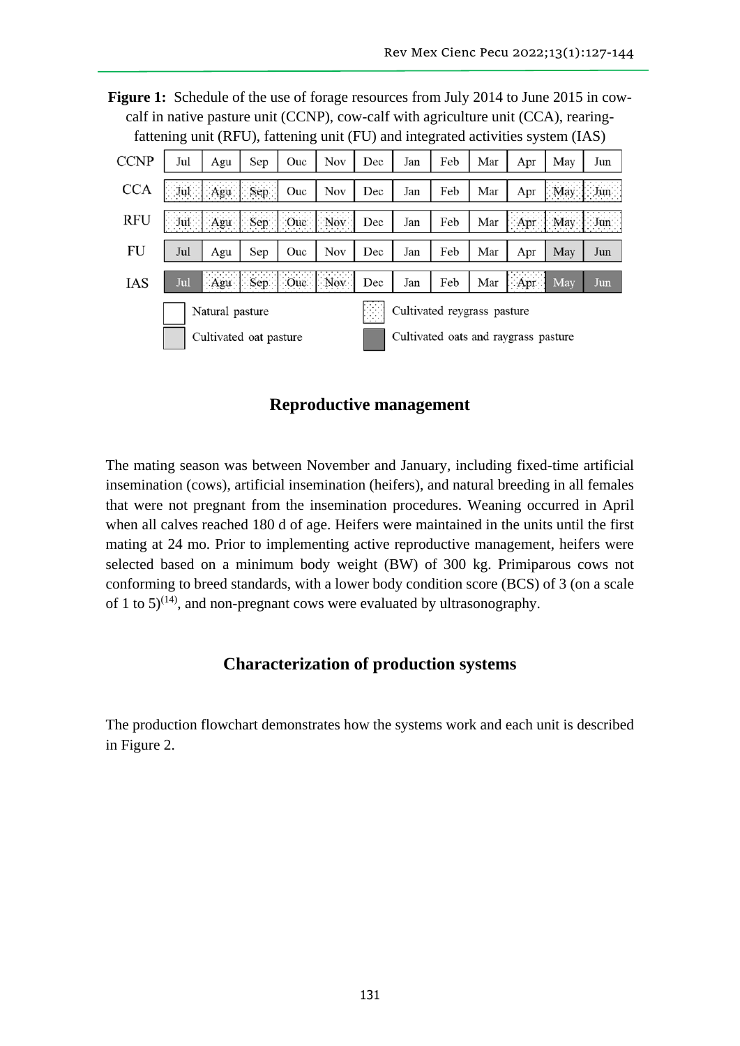**Figure 1:** Schedule of the use of forage resources from July 2014 to June 2015 in cow-calf in native pasture unit (CCNP), cow-calf with agriculture unit (CCA), rearing-fattening unit (RFU), fattening unit (FU) and integrated activities system (IAS)

| | Jul | Agu | Sep | Ouc | Nov | Dec | Jan | Feb | Mar | Apr | May | Jun |
|---|---|---|---|---|---|---|---|---|---|---|---|---|
| CCNP | Natural pasture | Natural pasture | Natural pasture | Natural pasture | Natural pasture | Natural pasture | Natural pasture | Natural pasture | Natural pasture | Natural pasture | Natural pasture | Natural pasture |
| CCA | Cultivated reygrass pasture | Cultivated reygrass pasture | Cultivated reygrass pasture | Natural pasture | Natural pasture | Natural pasture | Natural pasture | Natural pasture | Natural pasture | Natural pasture | Cultivated reygrass pasture | Cultivated reygrass pasture |
| RFU | Cultivated reygrass pasture | Cultivated reygrass pasture | Cultivated reygrass pasture | Cultivated reygrass pasture | Cultivated reygrass pasture | Natural pasture | Natural pasture | Natural pasture | Natural pasture | Cultivated reygrass pasture | Cultivated reygrass pasture | Cultivated reygrass pasture |
| FU | Cultivated oat pasture | Natural pasture | Natural pasture | Natural pasture | Natural pasture | Natural pasture | Natural pasture | Natural pasture | Natural pasture | Natural pasture | Cultivated oat pasture | Cultivated oat pasture |
| IAS | Cultivated oats and raygrass pasture | Cultivated reygrass pasture | Cultivated reygrass pasture | Cultivated reygrass pasture | Cultivated reygrass pasture | Natural pasture | Natural pasture | Natural pasture | Natural pasture | Cultivated reygrass pasture | Cultivated oats and raygrass pasture | Cultivated oats and raygrass pasture |

## Reproductive management

The mating season was between November and January, including fixed-time artificial insemination (cows), artificial insemination (heifers), and natural breeding in all females that were not pregnant from the insemination procedures. Weaning occurred in April when all calves reached 180 d of age. Heifers were maintained in the units until the first mating at 24 mo. Prior to implementing active reproductive management, heifers were selected based on a minimum body weight (BW) of 300 kg. Primiparous cows not conforming to breed standards, with a lower body condition score (BCS) of 3 (on a scale of 1 to 5)[14], and non-pregnant cows were evaluated by ultrasonography.

## Characterization of production systems

The production flowchart demonstrates how the systems work and each unit is described in Figure 2.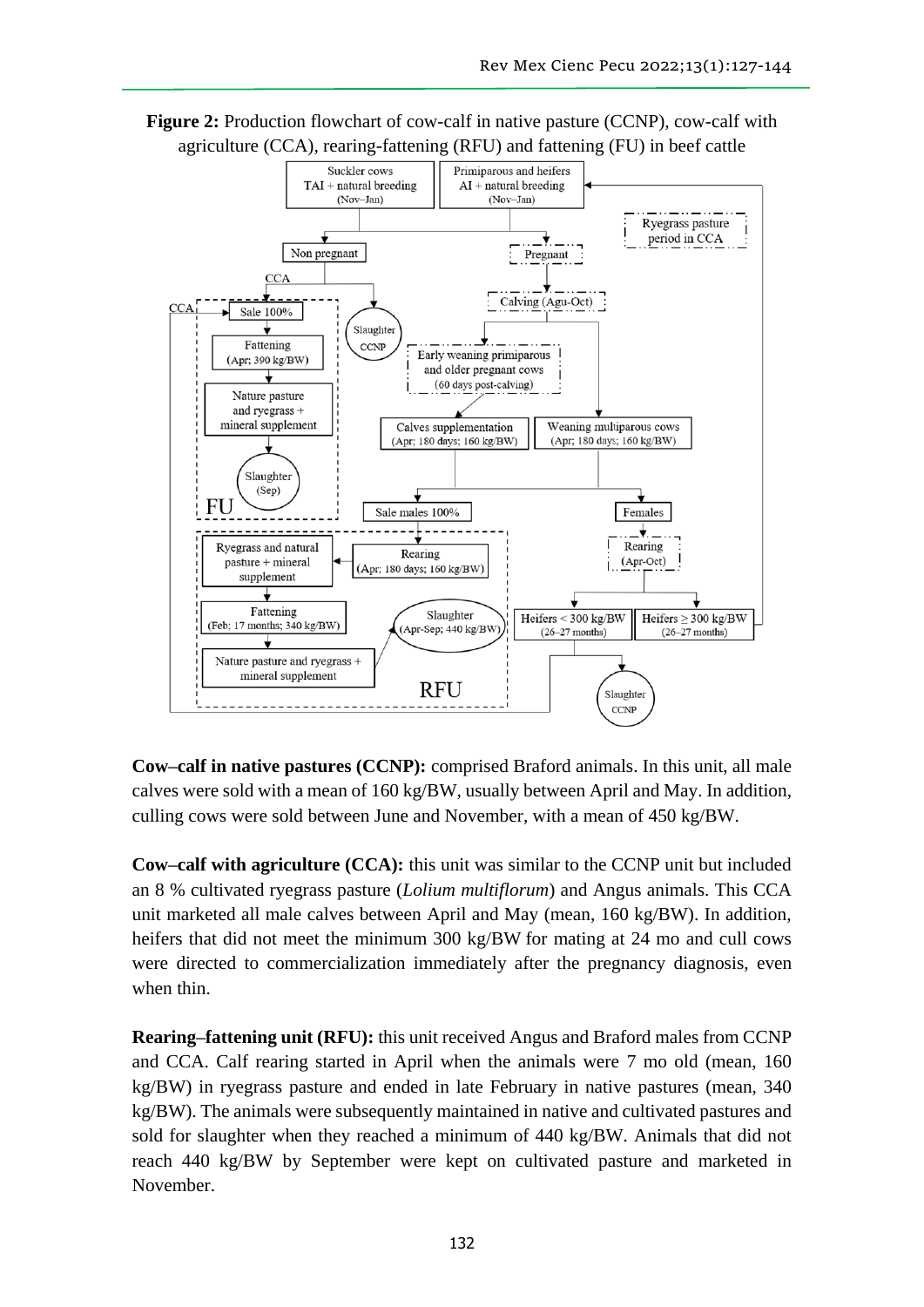**Figure 2:** Production flowchart of cow-calf in native pasture (CCNP), cow-calf with agriculture (CCA), rearing-fattening (RFU) and fattening (FU) in beef cattle

**Cow–calf in native pastures (CCNP):** comprised Braford animals. In this unit, all male calves were sold with a mean of 160 kg/BW, usually between April and May. In addition, culling cows were sold between June and November, with a mean of 450 kg/BW.

**Cow–calf with agriculture (CCA):** this unit was similar to the CCNP unit but included an 8 % cultivated ryegrass pasture (*Lolium multiflorum*) and Angus animals. This CCA unit marketed all male calves between April and May (mean, 160 kg/BW). In addition, heifers that did not meet the minimum 300 kg/BW for mating at 24 mo and cull cows were directed to commercialization immediately after the pregnancy diagnosis, even when thin.

**Rearing–fattening unit (RFU):** this unit received Angus and Braford males from CCNP and CCA. Calf rearing started in April when the animals were 7 mo old (mean, 160 kg/BW) in ryegrass pasture and ended in late February in native pastures (mean, 340 kg/BW). The animals were subsequently maintained in native and cultivated pastures and sold for slaughter when they reached a minimum of 440 kg/BW. Animals that did not reach 440 kg/BW by September were kept on cultivated pasture and marketed in November.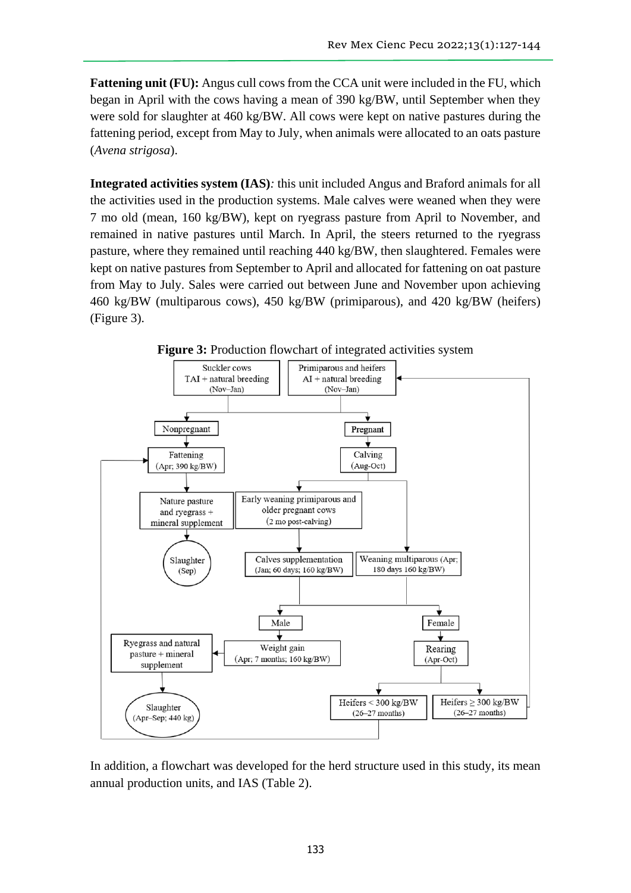**Fattening unit (FU):** Angus cull cows from the CCA unit were included in the FU, which began in April with the cows having a mean of 390 kg/BW, until September when they were sold for slaughter at 460 kg/BW. All cows were kept on native pastures during the fattening period, except from May to July, when animals were allocated to an oats pasture (*Avena strigosa*).

**Integrated activities system (IAS)***:* this unit included Angus and Braford animals for all the activities used in the production systems. Male calves were weaned when they were 7 mo old (mean, 160 kg/BW), kept on ryegrass pasture from April to November, and remained in native pastures until March. In April, the steers returned to the ryegrass pasture, where they remained until reaching 440 kg/BW, then slaughtered. Females were kept on native pastures from September to April and allocated for fattening on oat pasture from May to July. Sales were carried out between June and November upon achieving 460 kg/BW (multiparous cows), 450 kg/BW (primiparous), and 420 kg/BW (heifers) (Figure 3).

**Figure 3:** Production flowchart of integrated activities system

In addition, a flowchart was developed for the herd structure used in this study, its mean annual production units, and IAS (Table 2).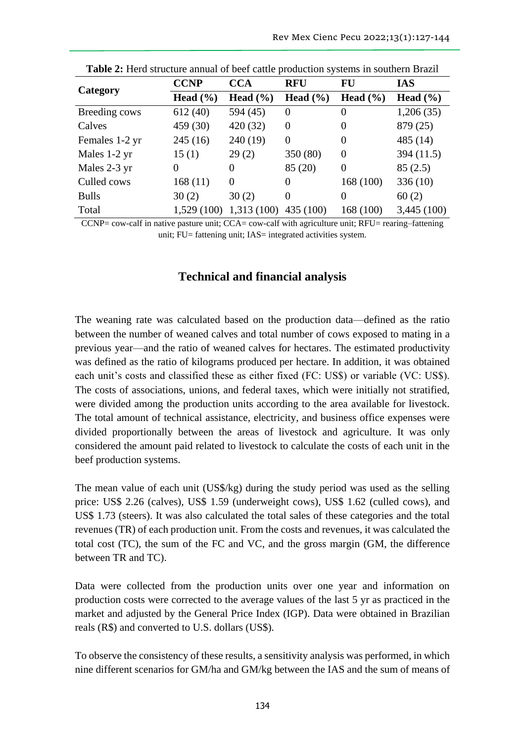**Table 2:** Herd structure annual of beef cattle production systems in southern Brazil

| Category | CCNP | CCA | RFU | FU | IAS |
|---|---|---|---|---|---|
| | Head (%) | Head (%) | Head (%) | Head (%) | Head (%) |
| Breeding cows | 612 (40) | 594 (45) | 0 | 0 | 1,206 (35) |
| Calves | 459 (30) | 420 (32) | 0 | 0 | 879 (25) |
| Females 1-2 yr | 245 (16) | 240 (19) | 0 | 0 | 485 (14) |
| Males 1-2 yr | 15 (1) | 29 (2) | 350 (80) | 0 | 394 (11.5) |
| Males 2-3 yr | 0 | 0 | 85 (20) | 0 | 85 (2.5) |
| Culled cows | 168 (11) | 0 | 0 | 168 (100) | 336 (10) |
| Bulls | 30 (2) | 30 (2) | 0 | 0 | 60 (2) |
| Total | 1,529 (100) | 1,313 (100) | 435 (100) | 168 (100) | 3,445 (100) |

CCNP= cow-calf in native pasture unit; CCA= cow-calf with agriculture unit; RFU= rearing–fattening unit; FU= fattening unit; IAS= integrated activities system.

## Technical and financial analysis

The weaning rate was calculated based on the production data—defined as the ratio between the number of weaned calves and total number of cows exposed to mating in a previous year—and the ratio of weaned calves for hectares. The estimated productivity was defined as the ratio of kilograms produced per hectare. In addition, it was obtained each unit's costs and classified these as either fixed (FC: US$) or variable (VC: US$). The costs of associations, unions, and federal taxes, which were initially not stratified, were divided among the production units according to the area available for livestock. The total amount of technical assistance, electricity, and business office expenses were divided proportionally between the areas of livestock and agriculture. It was only considered the amount paid related to livestock to calculate the costs of each unit in the beef production systems.

The mean value of each unit (US$/kg) during the study period was used as the selling price: US$ 2.26 (calves), US$ 1.59 (underweight cows), US$ 1.62 (culled cows), and US$ 1.73 (steers). It was also calculated the total sales of these categories and the total revenues (TR) of each production unit. From the costs and revenues, it was calculated the total cost (TC), the sum of the FC and VC, and the gross margin (GM, the difference between TR and TC).

Data were collected from the production units over one year and information on production costs were corrected to the average values of the last 5 yr as practiced in the market and adjusted by the General Price Index (IGP). Data were obtained in Brazilian reals (R$) and converted to U.S. dollars (US$).

To observe the consistency of these results, a sensitivity analysis was performed, in which nine different scenarios for GM/ha and GM/kg between the IAS and the sum of means of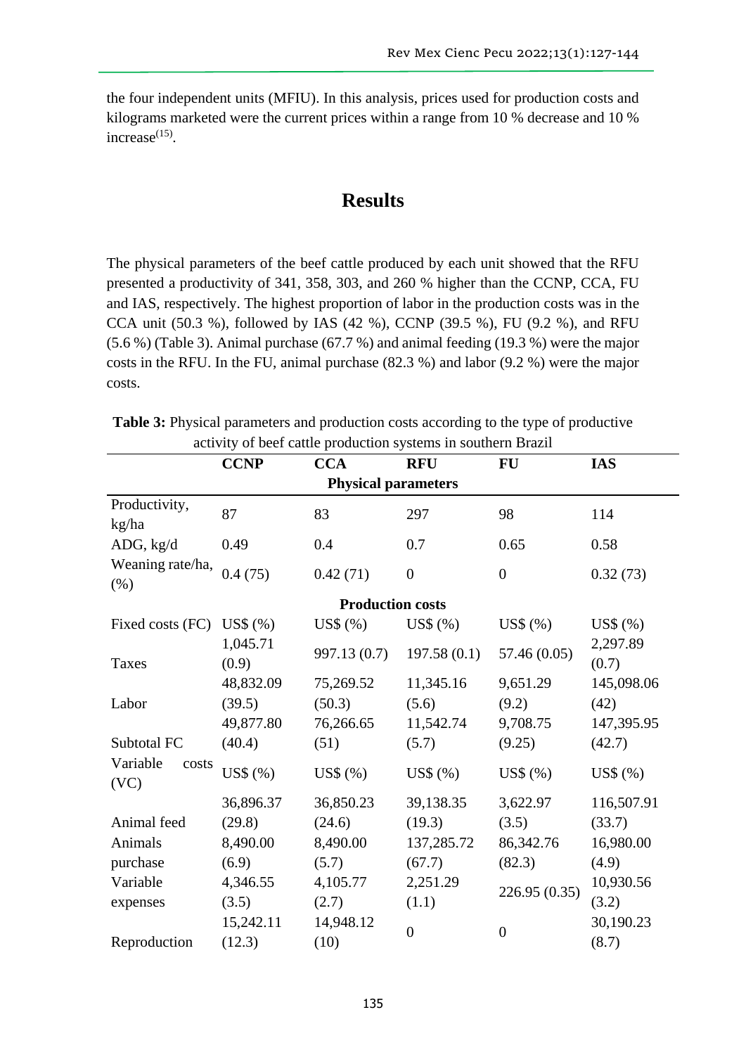the four independent units (MFIU). In this analysis, prices used for production costs and kilograms marketed were the current prices within a range from 10 % decrease and 10 % increase[15].

# Results

The physical parameters of the beef cattle produced by each unit showed that the RFU presented a productivity of 341, 358, 303, and 260 % higher than the CCNP, CCA, FU and IAS, respectively. The highest proportion of labor in the production costs was in the CCA unit (50.3 %), followed by IAS (42 %), CCNP (39.5 %), FU (9.2 %), and RFU (5.6 %) (Table 3). Animal purchase (67.7 %) and animal feeding (19.3 %) were the major costs in the RFU. In the FU, animal purchase (82.3 %) and labor (9.2 %) were the major costs.

**Table 3:** Physical parameters and production costs according to the type of productive activity of beef cattle production systems in southern Brazil

| | CCNP | CCA | RFU | FU | IAS |
|---|---|---|---|---|---|
| **Physical parameters** | | | | | |
| Productivity, kg/ha | 87 | 83 | 297 | 98 | 114 |
| ADG, kg/d | 0.49 | 0.4 | 0.7 | 0.65 | 0.58 |
| Weaning rate/ha, (%) | 0.4 (75) | 0.42 (71) | 0 | 0 | 0.32 (73) |
| **Production costs** | | | | | |
| Fixed costs (FC) | US$ (%) | US$ (%) | US$ (%) | US$ (%) | US$ (%) |
| Taxes | 1,045.71 (0.9) | 997.13 (0.7) | 197.58 (0.1) | 57.46 (0.05) | 2,297.89 (0.7) |
| Labor | 48,832.09 (39.5) | 75,269.52 (50.3) | 11,345.16 (5.6) | 9,651.29 (9.2) | 145,098.06 (42) |
| Subtotal FC | 49,877.80 (40.4) | 76,266.65 (51) | 11,542.74 (5.7) | 9,708.75 (9.25) | 147,395.95 (42.7) |
| Variable costs (VC) | US$ (%) | US$ (%) | US$ (%) | US$ (%) | US$ (%) |
| Animal feed | 36,896.37 (29.8) | 36,850.23 (24.6) | 39,138.35 (19.3) | 3,622.97 (3.5) | 116,507.91 (33.7) |
| Animals purchase | 8,490.00 (6.9) | 8,490.00 (5.7) | 137,285.72 (67.7) | 86,342.76 (82.3) | 16,980.00 (4.9) |
| Variable expenses | 4,346.55 (3.5) | 4,105.77 (2.7) | 2,251.29 (1.1) | 226.95 (0.35) | 10,930.56 (3.2) |
| Reproduction | 15,242.11 (12.3) | 14,948.12 (10) | 0 | 0 | 30,190.23 (8.7) |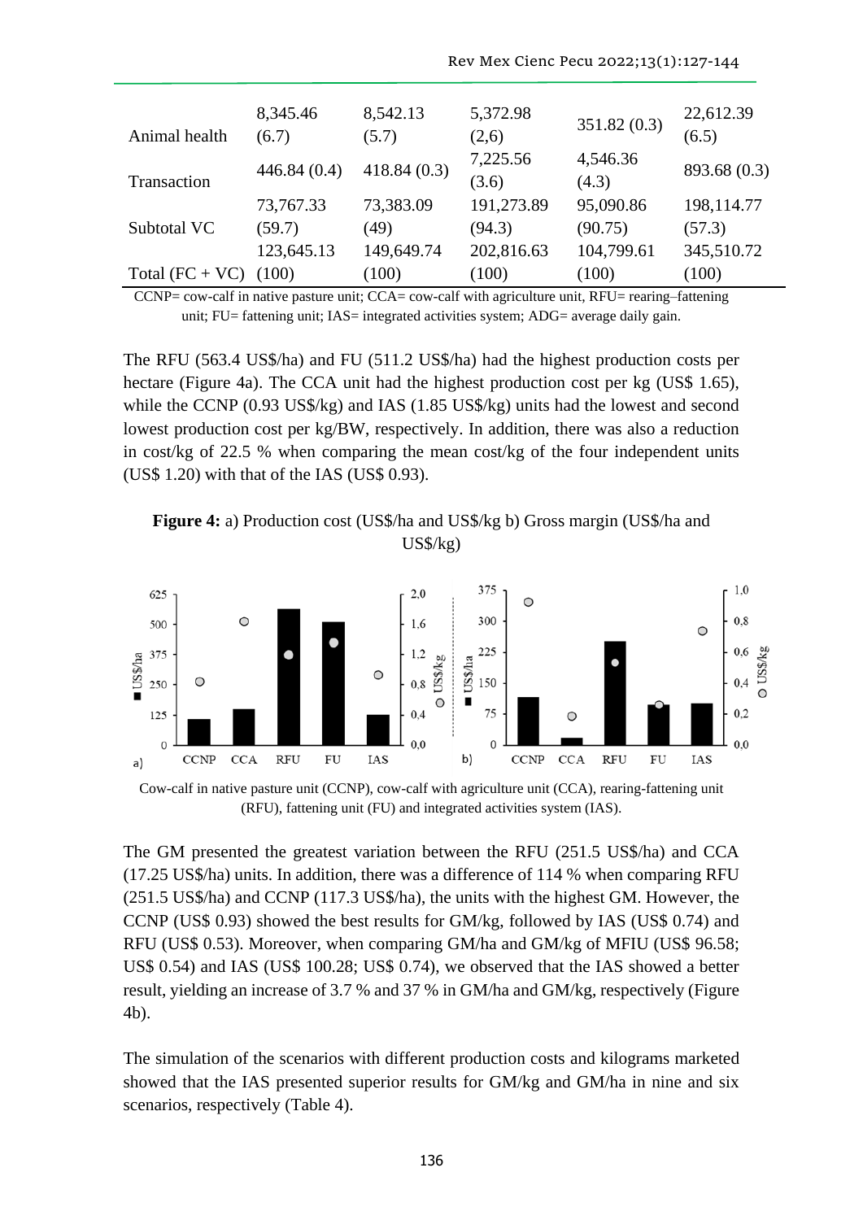| | | | | | |
|---|---|---|---|---|---|
| Animal health | 8,345.46 (6.7) | 8,542.13 (5.7) | 5,372.98 (2,6) | 351.82 (0.3) | 22,612.39 (6.5) |
| Transaction | 446.84 (0.4) | 418.84 (0.3) | 7,225.56 (3.6) | 4,546.36 (4.3) | 893.68 (0.3) |
| Subtotal VC | 73,767.33 (59.7) | 73,383.09 (49) | 191,273.89 (94.3) | 95,090.86 (90.75) | 198,114.77 (57.3) |
| Total (FC + VC) | 123,645.13 (100) | 149,649.74 (100) | 202,816.63 (100) | 104,799.61 (100) | 345,510.72 (100) |

CCNP= cow-calf in native pasture unit; CCA= cow-calf with agriculture unit, RFU= rearing–fattening unit; FU= fattening unit; IAS= integrated activities system; ADG= average daily gain.

The RFU (563.4 US$/ha) and FU (511.2 US$/ha) had the highest production costs per hectare (Figure 4a). The CCA unit had the highest production cost per kg (US$ 1.65), while the CCNP (0.93 US$/kg) and IAS (1.85 US$/kg) units had the lowest and second lowest production cost per kg/BW, respectively. In addition, there was also a reduction in cost/kg of 22.5 % when comparing the mean cost/kg of the four independent units (US$ 1.20) with that of the IAS (US$ 0.93).

**Figure 4:** a) Production cost (US$/ha and US$/kg b) Gross margin (US$/ha and US$/kg)

Cow-calf in native pasture unit (CCNP), cow-calf with agriculture unit (CCA), rearing-fattening unit (RFU), fattening unit (FU) and integrated activities system (IAS).

The GM presented the greatest variation between the RFU (251.5 US$/ha) and CCA (17.25 US$/ha) units. In addition, there was a difference of 114 % when comparing RFU (251.5 US$/ha) and CCNP (117.3 US$/ha), the units with the highest GM. However, the CCNP (US$ 0.93) showed the best results for GM/kg, followed by IAS (US$ 0.74) and RFU (US$ 0.53). Moreover, when comparing GM/ha and GM/kg of MFIU (US$ 96.58; US$ 0.54) and IAS (US$ 100.28; US$ 0.74), we observed that the IAS showed a better result, yielding an increase of 3.7 % and 37 % in GM/ha and GM/kg, respectively (Figure 4b).

The simulation of the scenarios with different production costs and kilograms marketed showed that the IAS presented superior results for GM/kg and GM/ha in nine and six scenarios, respectively (Table 4).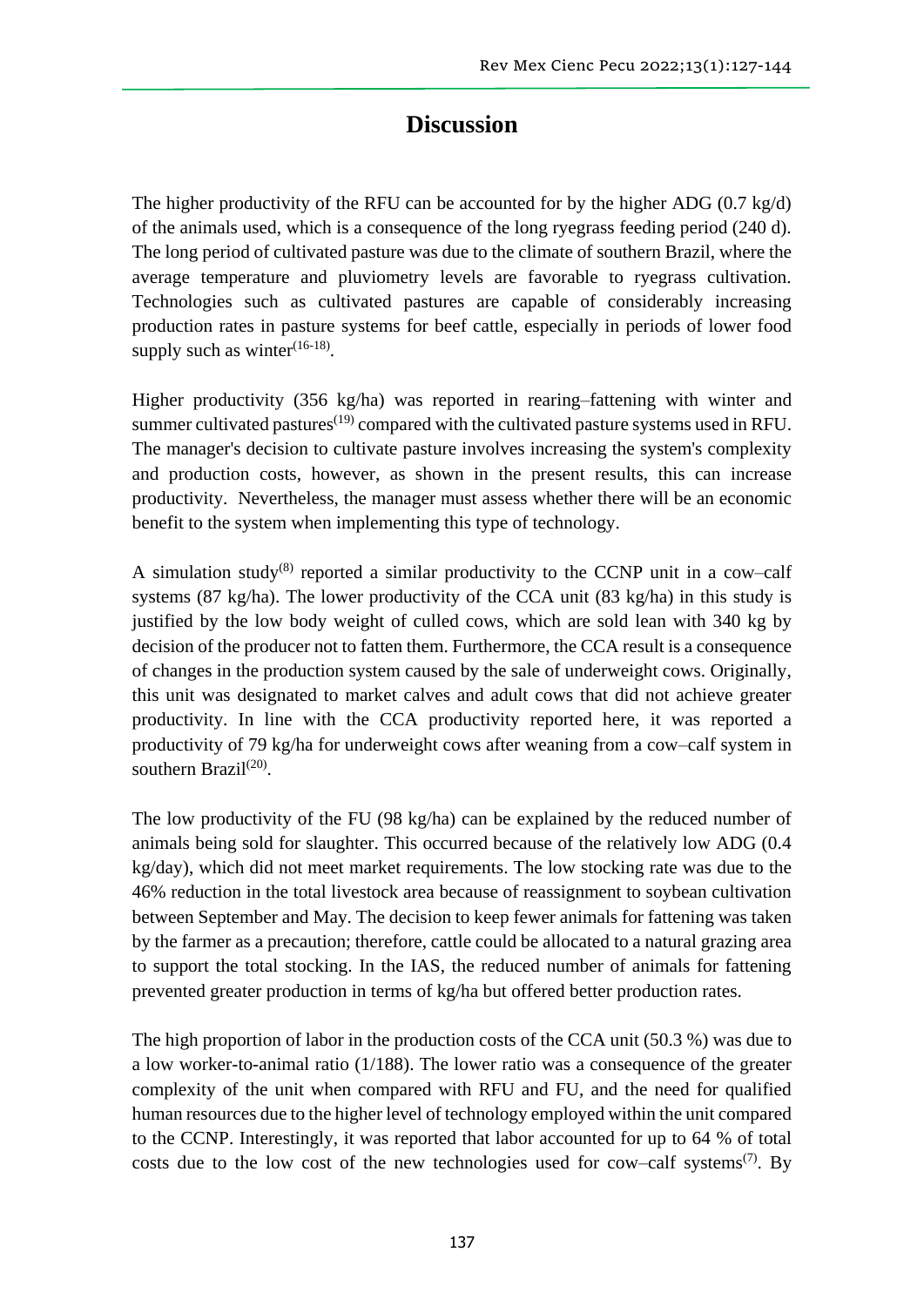## Discussion

The higher productivity of the RFU can be accounted for by the higher ADG (0.7 kg/d) of the animals used, which is a consequence of the long ryegrass feeding period (240 d). The long period of cultivated pasture was due to the climate of southern Brazil, where the average temperature and pluviometry levels are favorable to ryegrass cultivation. Technologies such as cultivated pastures are capable of considerably increasing production rates in pasture systems for beef cattle, especially in periods of lower food supply such as winter[16-18].

Higher productivity (356 kg/ha) was reported in rearing–fattening with winter and summer cultivated pastures[19] compared with the cultivated pasture systems used in RFU. The manager's decision to cultivate pasture involves increasing the system's complexity and production costs, however, as shown in the present results, this can increase productivity. Nevertheless, the manager must assess whether there will be an economic benefit to the system when implementing this type of technology.

A simulation study[8] reported a similar productivity to the CCNP unit in a cow–calf systems (87 kg/ha). The lower productivity of the CCA unit (83 kg/ha) in this study is justified by the low body weight of culled cows, which are sold lean with 340 kg by decision of the producer not to fatten them. Furthermore, the CCA result is a consequence of changes in the production system caused by the sale of underweight cows. Originally, this unit was designated to market calves and adult cows that did not achieve greater productivity. In line with the CCA productivity reported here, it was reported a productivity of 79 kg/ha for underweight cows after weaning from a cow–calf system in southern Brazil[20].

The low productivity of the FU (98 kg/ha) can be explained by the reduced number of animals being sold for slaughter. This occurred because of the relatively low ADG (0.4 kg/day), which did not meet market requirements. The low stocking rate was due to the 46% reduction in the total livestock area because of reassignment to soybean cultivation between September and May. The decision to keep fewer animals for fattening was taken by the farmer as a precaution; therefore, cattle could be allocated to a natural grazing area to support the total stocking. In the IAS, the reduced number of animals for fattening prevented greater production in terms of kg/ha but offered better production rates.

The high proportion of labor in the production costs of the CCA unit (50.3 %) was due to a low worker-to-animal ratio (1/188). The lower ratio was a consequence of the greater complexity of the unit when compared with RFU and FU, and the need for qualified human resources due to the higher level of technology employed within the unit compared to the CCNP. Interestingly, it was reported that labor accounted for up to 64 % of total costs due to the low cost of the new technologies used for cow–calf systems[7]. By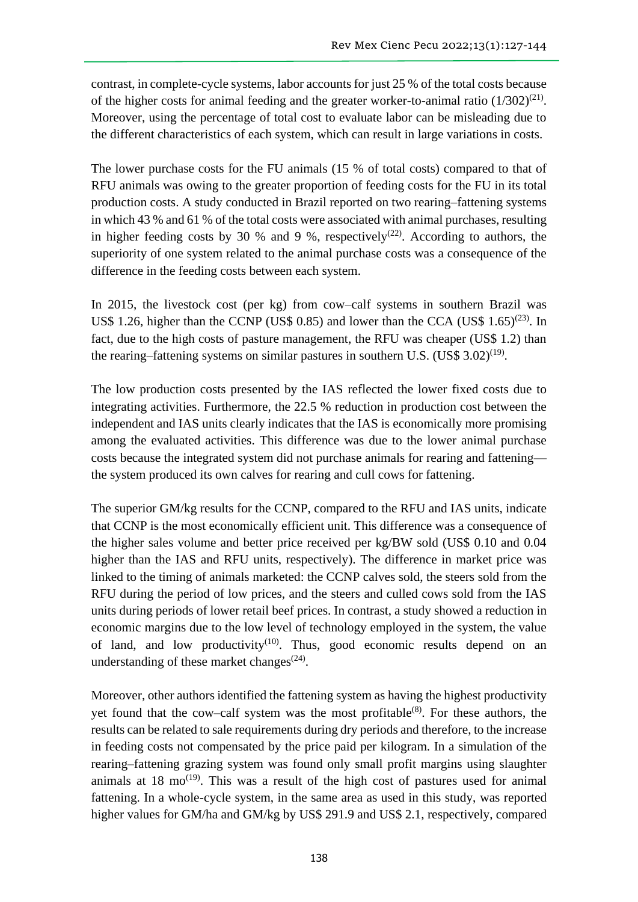contrast, in complete-cycle systems, labor accounts for just 25 % of the total costs because of the higher costs for animal feeding and the greater worker-to-animal ratio (1/302)[21]. Moreover, using the percentage of total cost to evaluate labor can be misleading due to the different characteristics of each system, which can result in large variations in costs.

The lower purchase costs for the FU animals (15 % of total costs) compared to that of RFU animals was owing to the greater proportion of feeding costs for the FU in its total production costs. A study conducted in Brazil reported on two rearing–fattening systems in which 43 % and 61 % of the total costs were associated with animal purchases, resulting in higher feeding costs by 30 % and 9 %, respectively[22]. According to authors, the superiority of one system related to the animal purchase costs was a consequence of the difference in the feeding costs between each system.

In 2015, the livestock cost (per kg) from cow–calf systems in southern Brazil was US$ 1.26, higher than the CCNP (US$ 0.85) and lower than the CCA (US$ 1.65)[23]. In fact, due to the high costs of pasture management, the RFU was cheaper (US$ 1.2) than the rearing–fattening systems on similar pastures in southern U.S. (US$ 3.02)[19].

The low production costs presented by the IAS reflected the lower fixed costs due to integrating activities. Furthermore, the 22.5 % reduction in production cost between the independent and IAS units clearly indicates that the IAS is economically more promising among the evaluated activities. This difference was due to the lower animal purchase costs because the integrated system did not purchase animals for rearing and fattening—the system produced its own calves for rearing and cull cows for fattening.

The superior GM/kg results for the CCNP, compared to the RFU and IAS units, indicate that CCNP is the most economically efficient unit. This difference was a consequence of the higher sales volume and better price received per kg/BW sold (US$ 0.10 and 0.04 higher than the IAS and RFU units, respectively). The difference in market price was linked to the timing of animals marketed: the CCNP calves sold, the steers sold from the RFU during the period of low prices, and the steers and culled cows sold from the IAS units during periods of lower retail beef prices. In contrast, a study showed a reduction in economic margins due to the low level of technology employed in the system, the value of land, and low productivity[10]. Thus, good economic results depend on an understanding of these market changes[24].

Moreover, other authors identified the fattening system as having the highest productivity yet found that the cow–calf system was the most profitable[8]. For these authors, the results can be related to sale requirements during dry periods and therefore, to the increase in feeding costs not compensated by the price paid per kilogram. In a simulation of the rearing–fattening grazing system was found only small profit margins using slaughter animals at 18 mo[19]. This was a result of the high cost of pastures used for animal fattening. In a whole-cycle system, in the same area as used in this study, was reported higher values for GM/ha and GM/kg by US$ 291.9 and US$ 2.1, respectively, compared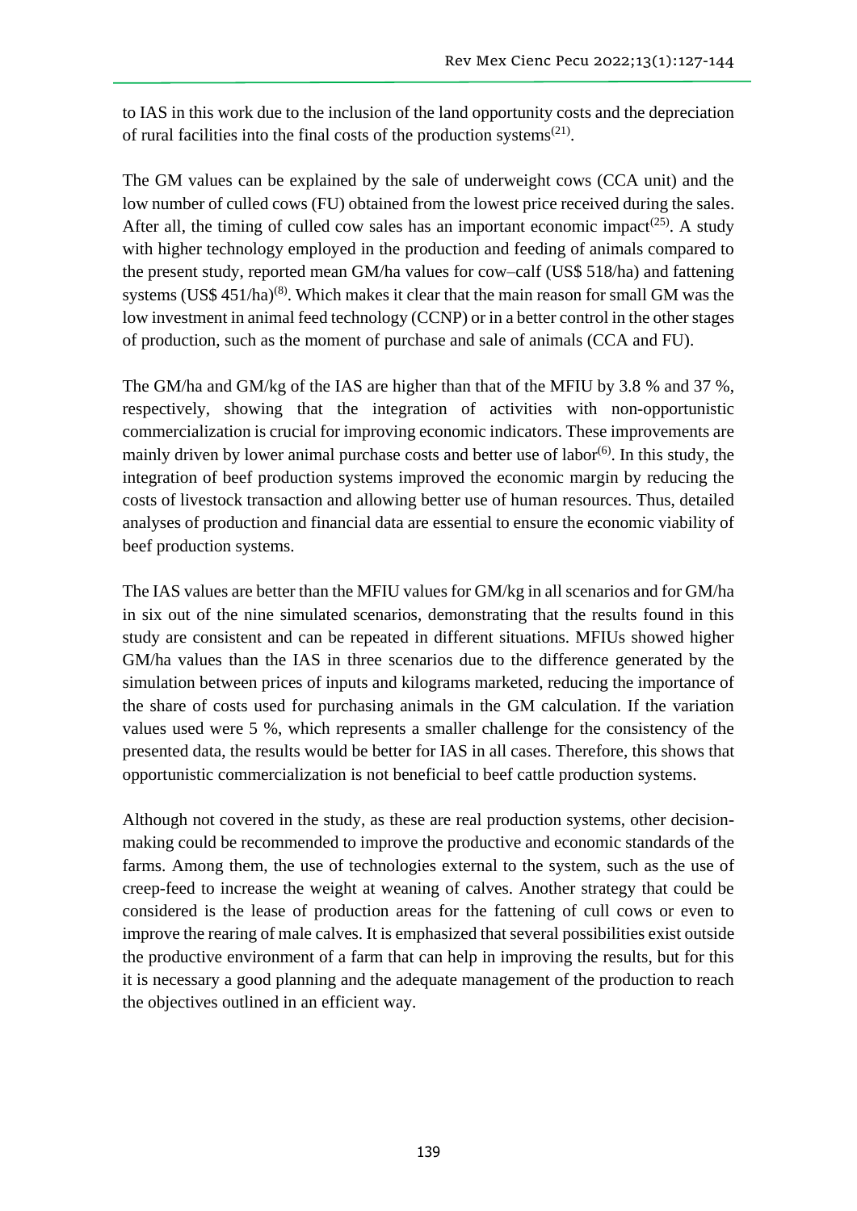to IAS in this work due to the inclusion of the land opportunity costs and the depreciation of rural facilities into the final costs of the production systems[21].

The GM values can be explained by the sale of underweight cows (CCA unit) and the low number of culled cows (FU) obtained from the lowest price received during the sales. After all, the timing of culled cow sales has an important economic impact[25]. A study with higher technology employed in the production and feeding of animals compared to the present study, reported mean GM/ha values for cow–calf (US$ 518/ha) and fattening systems (US$ 451/ha)[8]. Which makes it clear that the main reason for small GM was the low investment in animal feed technology (CCNP) or in a better control in the other stages of production, such as the moment of purchase and sale of animals (CCA and FU).

The GM/ha and GM/kg of the IAS are higher than that of the MFIU by 3.8 % and 37 %, respectively, showing that the integration of activities with non-opportunistic commercialization is crucial for improving economic indicators. These improvements are mainly driven by lower animal purchase costs and better use of labor[6]. In this study, the integration of beef production systems improved the economic margin by reducing the costs of livestock transaction and allowing better use of human resources. Thus, detailed analyses of production and financial data are essential to ensure the economic viability of beef production systems.

The IAS values are better than the MFIU values for GM/kg in all scenarios and for GM/ha in six out of the nine simulated scenarios, demonstrating that the results found in this study are consistent and can be repeated in different situations. MFIUs showed higher GM/ha values than the IAS in three scenarios due to the difference generated by the simulation between prices of inputs and kilograms marketed, reducing the importance of the share of costs used for purchasing animals in the GM calculation. If the variation values used were 5 %, which represents a smaller challenge for the consistency of the presented data, the results would be better for IAS in all cases. Therefore, this shows that opportunistic commercialization is not beneficial to beef cattle production systems.

Although not covered in the study, as these are real production systems, other decision-making could be recommended to improve the productive and economic standards of the farms. Among them, the use of technologies external to the system, such as the use of creep-feed to increase the weight at weaning of calves. Another strategy that could be considered is the lease of production areas for the fattening of cull cows or even to improve the rearing of male calves. It is emphasized that several possibilities exist outside the productive environment of a farm that can help in improving the results, but for this it is necessary a good planning and the adequate management of the production to reach the objectives outlined in an efficient way.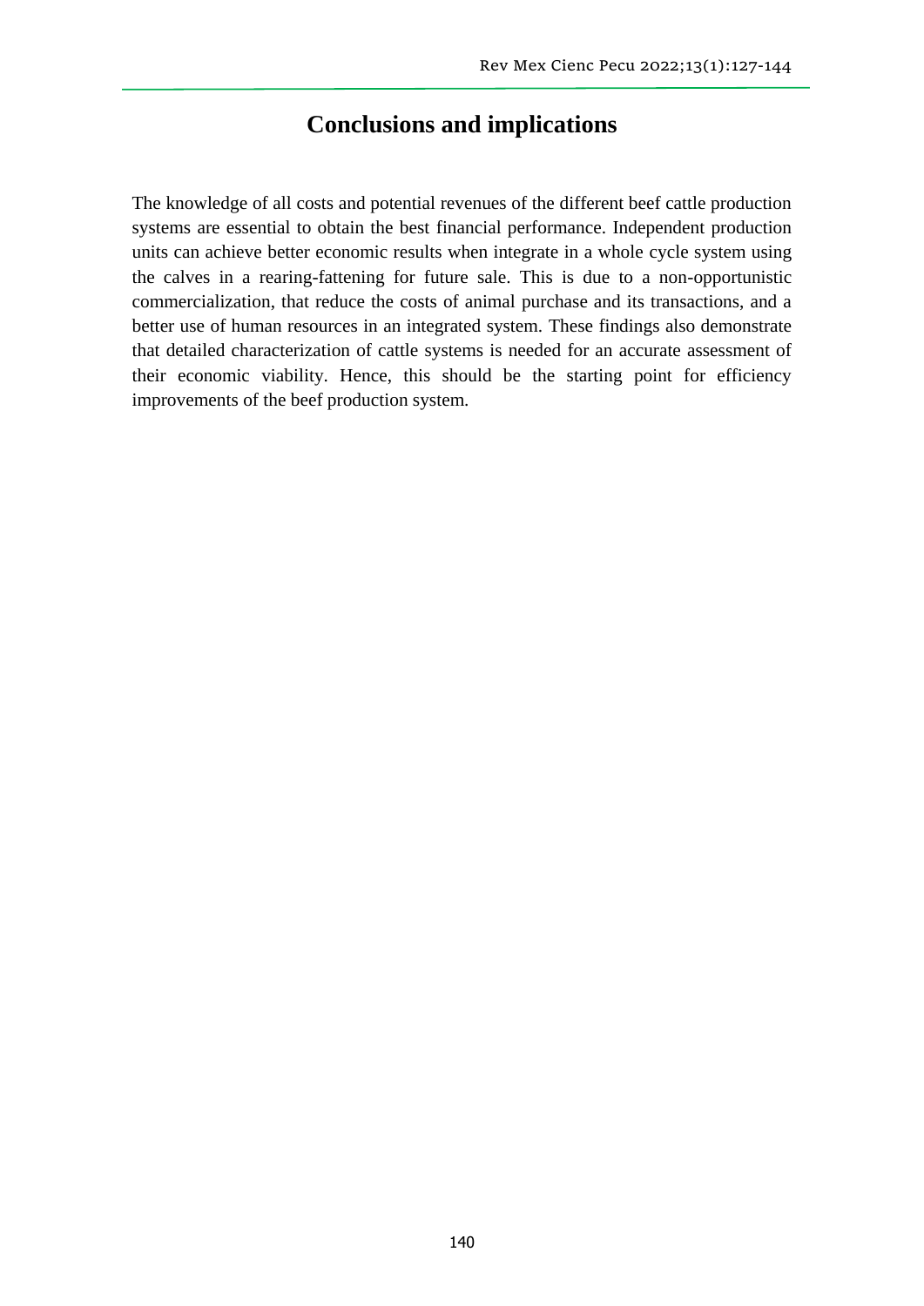## Conclusions and implications

The knowledge of all costs and potential revenues of the different beef cattle production systems are essential to obtain the best financial performance. Independent production units can achieve better economic results when integrate in a whole cycle system using the calves in a rearing-fattening for future sale. This is due to a non-opportunistic commercialization, that reduce the costs of animal purchase and its transactions, and a better use of human resources in an integrated system. These findings also demonstrate that detailed characterization of cattle systems is needed for an accurate assessment of their economic viability. Hence, this should be the starting point for efficiency improvements of the beef production system.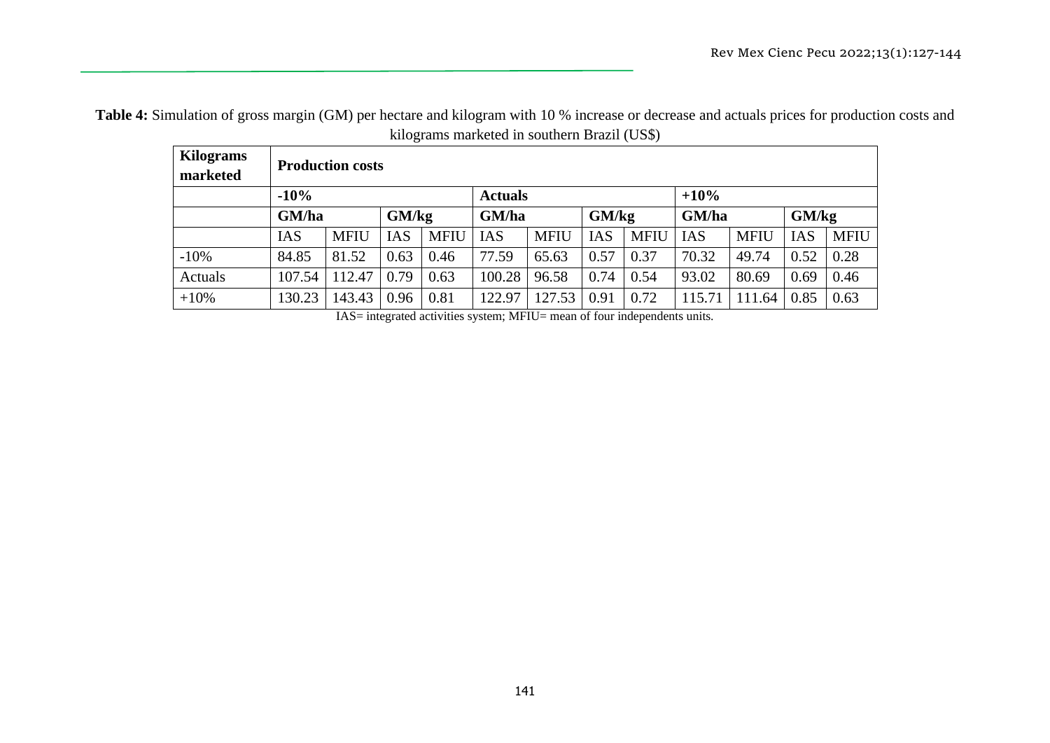**Table 4:** Simulation of gross margin (GM) per hectare and kilogram with 10 % increase or decrease and actuals prices for production costs and kilograms marketed in southern Brazil (US$)

| Kilograms marketed | Production costs | | | | | | | | | | | |
|---|---|---|---|---|---|---|---|---|---|---|---|---|
| | **-10%** | | | | **Actuals** | | | | **+10%** | | | |
| | **GM/ha** | | **GM/kg** | | **GM/ha** | | **GM/kg** | | **GM/ha** | | **GM/kg** | |
| | IAS | MFIU | IAS | MFIU | IAS | MFIU | IAS | MFIU | IAS | MFIU | IAS | MFIU |
| -10% | 84.85 | 81.52 | 0.63 | 0.46 | 77.59 | 65.63 | 0.57 | 0.37 | 70.32 | 49.74 | 0.52 | 0.28 |
| Actuals | 107.54 | 112.47 | 0.79 | 0.63 | 100.28 | 96.58 | 0.74 | 0.54 | 93.02 | 80.69 | 0.69 | 0.46 |
| +10% | 130.23 | 143.43 | 0.96 | 0.81 | 122.97 | 127.53 | 0.91 | 0.72 | 115.71 | 111.64 | 0.85 | 0.63 |

IAS= integrated activities system; MFIU= mean of four independents units.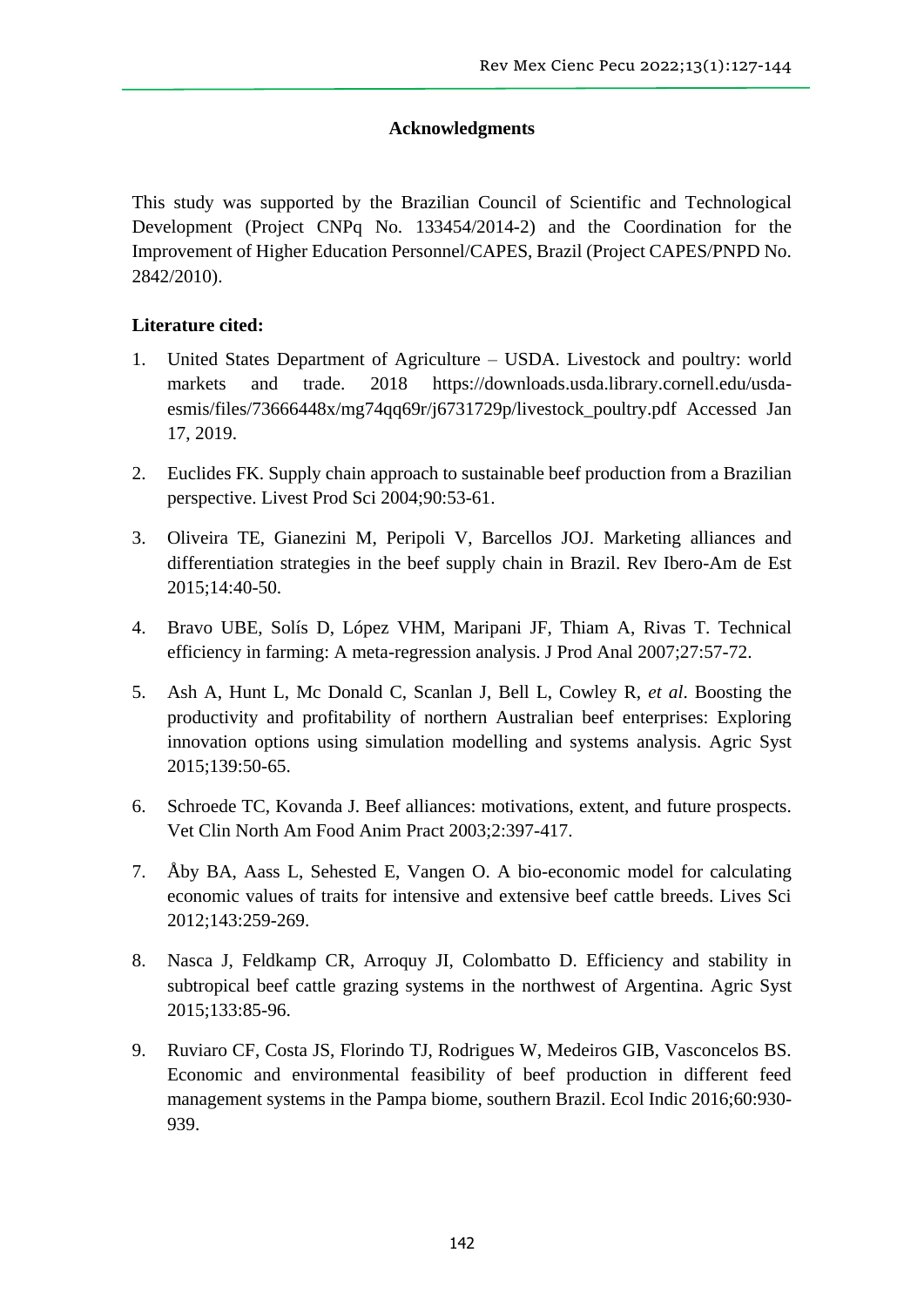## Acknowledgments

This study was supported by the Brazilian Council of Scientific and Technological Development (Project CNPq No. 133454/2014-2) and the Coordination for the Improvement of Higher Education Personnel/CAPES, Brazil (Project CAPES/PNPD No. 2842/2010).

**Literature cited:**

1. United States Department of Agriculture – USDA. Livestock and poultry: world markets and trade. 2018 https://downloads.usda.library.cornell.edu/usda-esmis/files/73666448x/mg74qq69r/j6731729p/livestock_poultry.pdf Accessed Jan 17, 2019.

2. Euclides FK. Supply chain approach to sustainable beef production from a Brazilian perspective. Livest Prod Sci 2004;90:53-61.

3. Oliveira TE, Gianezini M, Peripoli V, Barcellos JOJ. Marketing alliances and differentiation strategies in the beef supply chain in Brazil. Rev Ibero-Am de Est 2015;14:40-50.

4. Bravo UBE, Solís D, López VHM, Maripani JF, Thiam A, Rivas T. Technical efficiency in farming: A meta-regression analysis. J Prod Anal 2007;27:57-72.

5. Ash A, Hunt L, Mc Donald C, Scanlan J, Bell L, Cowley R, *et al*. Boosting the productivity and profitability of northern Australian beef enterprises: Exploring innovation options using simulation modelling and systems analysis. Agric Syst 2015;139:50-65.

6. Schroede TC, Kovanda J. Beef alliances: motivations, extent, and future prospects. Vet Clin North Am Food Anim Pract 2003;2:397-417.

7. Åby BA, Aass L, Sehested E, Vangen O. A bio-economic model for calculating economic values of traits for intensive and extensive beef cattle breeds. Lives Sci 2012;143:259-269.

8. Nasca J, Feldkamp CR, Arroquy JI, Colombatto D. Efficiency and stability in subtropical beef cattle grazing systems in the northwest of Argentina. Agric Syst 2015;133:85-96.

9. Ruviaro CF, Costa JS, Florindo TJ, Rodrigues W, Medeiros GIB, Vasconcelos BS. Economic and environmental feasibility of beef production in different feed management systems in the Pampa biome, southern Brazil. Ecol Indic 2016;60:930-939.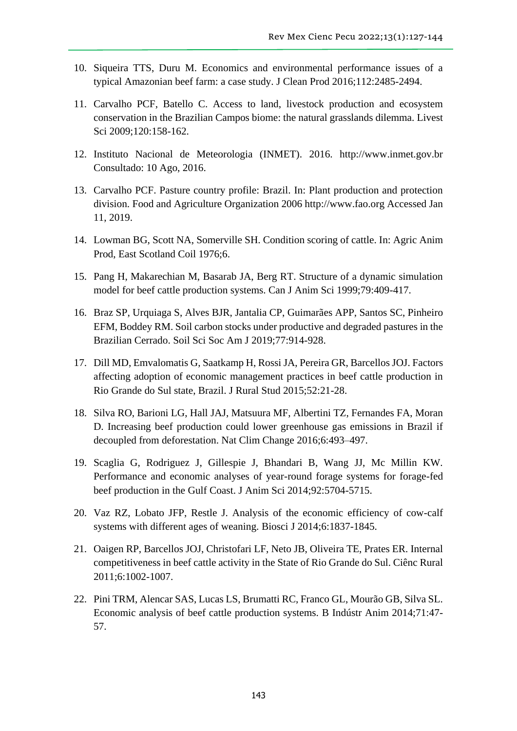10. Siqueira TTS, Duru M. Economics and environmental performance issues of a typical Amazonian beef farm: a case study. J Clean Prod 2016;112:2485-2494.

11. Carvalho PCF, Batello C. Access to land, livestock production and ecosystem conservation in the Brazilian Campos biome: the natural grasslands dilemma. Livest Sci 2009;120:158-162.

12. Instituto Nacional de Meteorologia (INMET). 2016. http://www.inmet.gov.br Consultado: 10 Ago, 2016.

13. Carvalho PCF. Pasture country profile: Brazil. In: Plant production and protection division. Food and Agriculture Organization 2006 http://www.fao.org Accessed Jan 11, 2019.

14. Lowman BG, Scott NA, Somerville SH. Condition scoring of cattle. In: Agric Anim Prod, East Scotland Coil 1976;6.

15. Pang H, Makarechian M, Basarab JA, Berg RT. Structure of a dynamic simulation model for beef cattle production systems. Can J Anim Sci 1999;79:409-417.

16. Braz SP, Urquiaga S, Alves BJR, Jantalia CP, Guimarães APP, Santos SC, Pinheiro EFM, Boddey RM. Soil carbon stocks under productive and degraded pastures in the Brazilian Cerrado. Soil Sci Soc Am J 2019;77:914-928.

17. Dill MD, Emvalomatis G, Saatkamp H, Rossi JA, Pereira GR, Barcellos JOJ. Factors affecting adoption of economic management practices in beef cattle production in Rio Grande do Sul state, Brazil. J Rural Stud 2015;52:21-28.

18. Silva RO, Barioni LG, Hall JAJ, Matsuura MF, Albertini TZ, Fernandes FA, Moran D. Increasing beef production could lower greenhouse gas emissions in Brazil if decoupled from deforestation. Nat Clim Change 2016;6:493–497.

19. Scaglia G, Rodriguez J, Gillespie J, Bhandari B, Wang JJ, Mc Millin KW. Performance and economic analyses of year-round forage systems for forage-fed beef production in the Gulf Coast. J Anim Sci 2014;92:5704-5715.

20. Vaz RZ, Lobato JFP, Restle J. Analysis of the economic efficiency of cow-calf systems with different ages of weaning. Biosci J 2014;6:1837-1845.

21. Oaigen RP, Barcellos JOJ, Christofari LF, Neto JB, Oliveira TE, Prates ER. Internal competitiveness in beef cattle activity in the State of Rio Grande do Sul. Ciênc Rural 2011;6:1002-1007.

22. Pini TRM, Alencar SAS, Lucas LS, Brumatti RC, Franco GL, Mourão GB, Silva SL. Economic analysis of beef cattle production systems. B Indústr Anim 2014;71:47-57.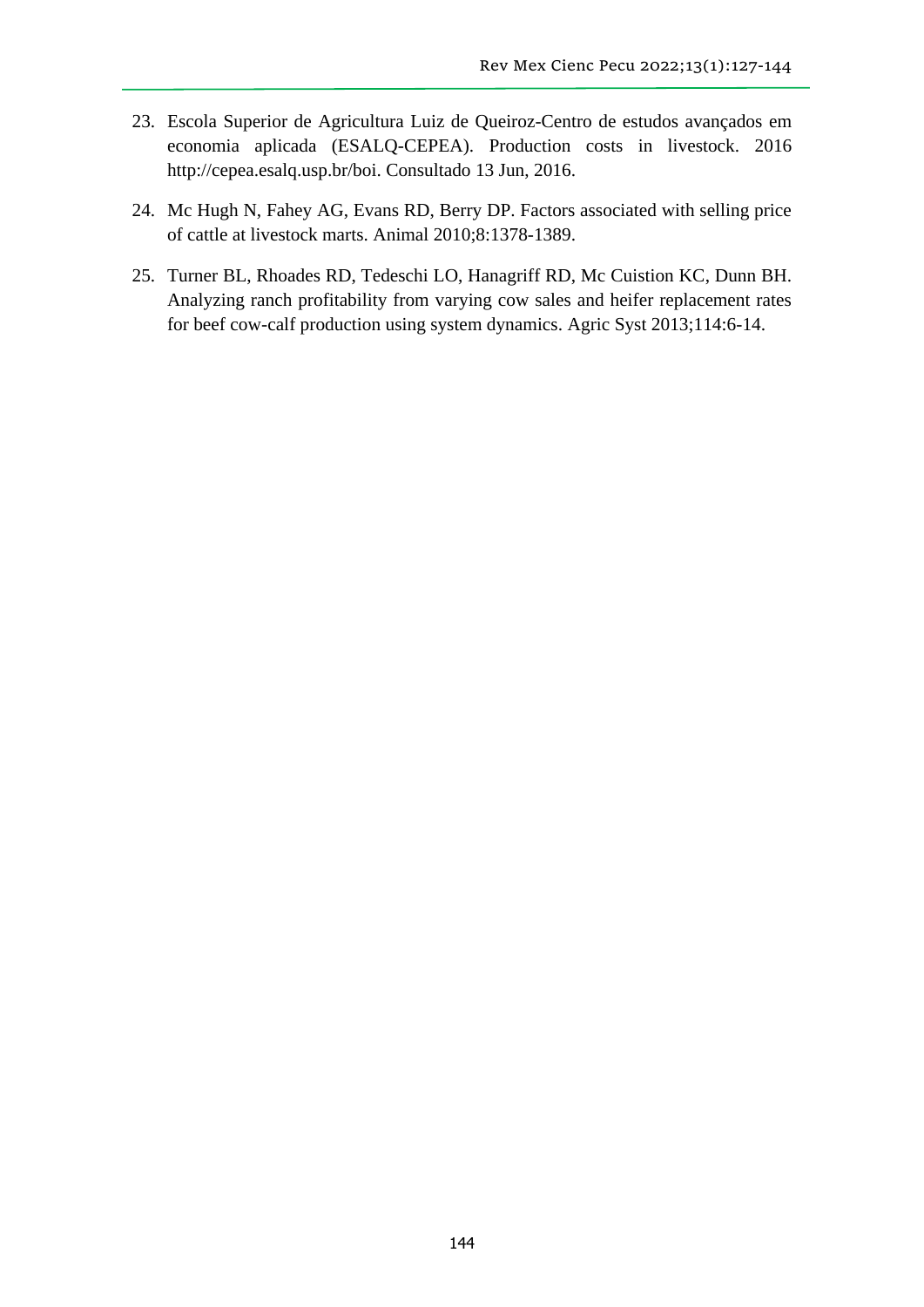23. Escola Superior de Agricultura Luiz de Queiroz-Centro de estudos avançados em economia aplicada (ESALQ-CEPEA). Production costs in livestock. 2016 http://cepea.esalq.usp.br/boi. Consultado 13 Jun, 2016.

24. Mc Hugh N, Fahey AG, Evans RD, Berry DP. Factors associated with selling price of cattle at livestock marts. Animal 2010;8:1378-1389.

25. Turner BL, Rhoades RD, Tedeschi LO, Hanagriff RD, Mc Cuistion KC, Dunn BH. Analyzing ranch profitability from varying cow sales and heifer replacement rates for beef cow-calf production using system dynamics. Agric Syst 2013;114:6-14.